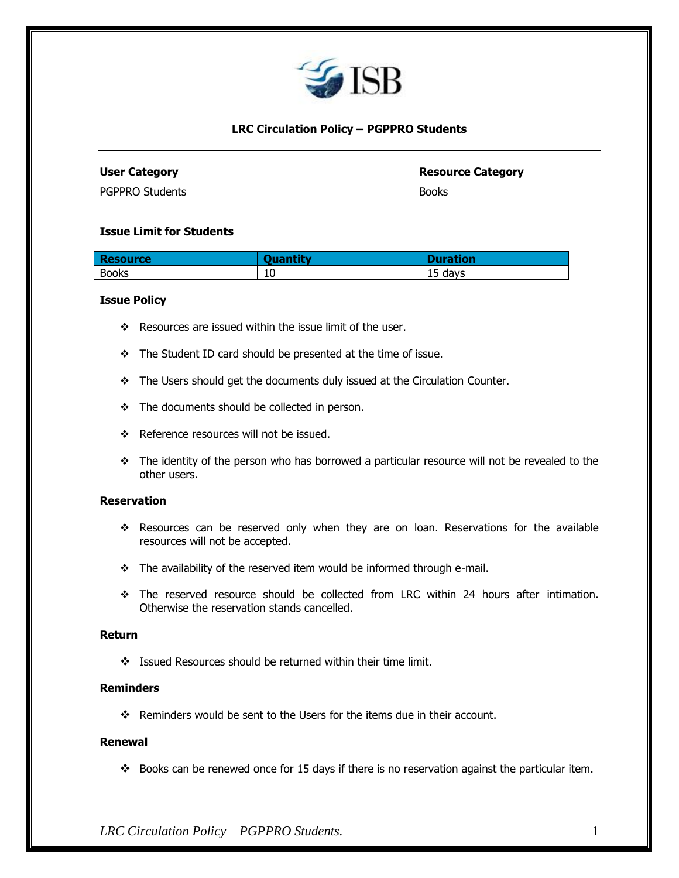# LRC Circulation Policy – PGPPRO Students

**User Category**

PGPPRO Students

**Resource Category**

Books

**Issue Limit for Students**

| Resource | Quantity | Duration |
|---|---|---|
| Books | 10 | 15 days |

**Issue Policy**

- Resources are issued within the issue limit of the user.
- The Student ID card should be presented at the time of issue.
- The Users should get the documents duly issued at the Circulation Counter.
- The documents should be collected in person.
- Reference resources will not be issued.
- The identity of the person who has borrowed a particular resource will not be revealed to the other users.

**Reservation**

- Resources can be reserved only when they are on loan. Reservations for the available resources will not be accepted.
- The availability of the reserved item would be informed through e-mail.
- The reserved resource should be collected from LRC within 24 hours after intimation. Otherwise the reservation stands cancelled.

**Return**

- Issued Resources should be returned within their time limit.

**Reminders**

- Reminders would be sent to the Users for the items due in their account.

**Renewal**

- Books can be renewed once for 15 days if there is no reservation against the particular item.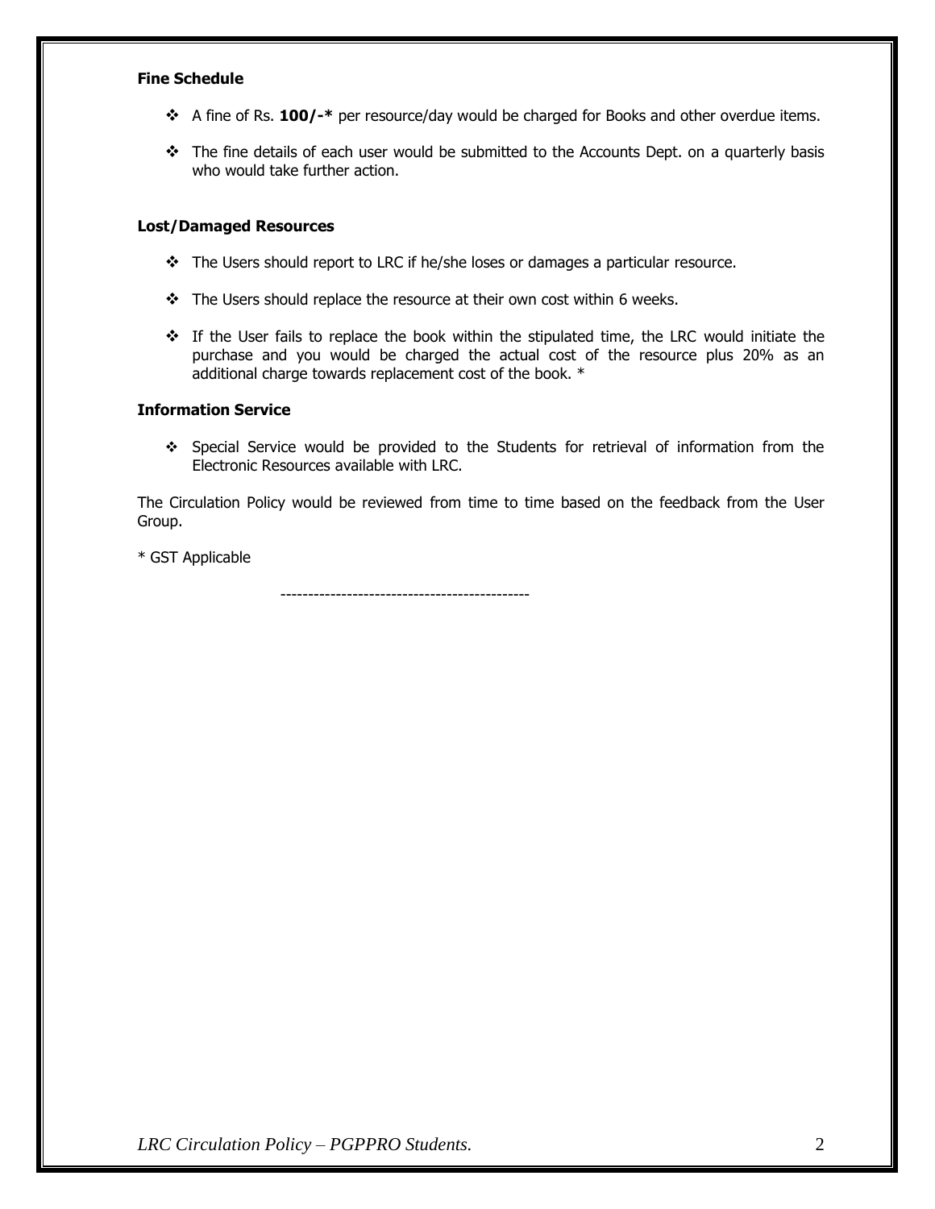**Fine Schedule**

- A fine of Rs. **100/-*** per resource/day would be charged for Books and other overdue items.
- The fine details of each user would be submitted to the Accounts Dept. on a quarterly basis who would take further action.

**Lost/Damaged Resources**

- The Users should report to LRC if he/she loses or damages a particular resource.
- The Users should replace the resource at their own cost within 6 weeks.
- If the User fails to replace the book within the stipulated time, the LRC would initiate the purchase and you would be charged the actual cost of the resource plus 20% as an additional charge towards replacement cost of the book. *

**Information Service**

- Special Service would be provided to the Students for retrieval of information from the Electronic Resources available with LRC.

The Circulation Policy would be reviewed from time to time based on the feedback from the User Group.

* GST Applicable

---------------------------------------------